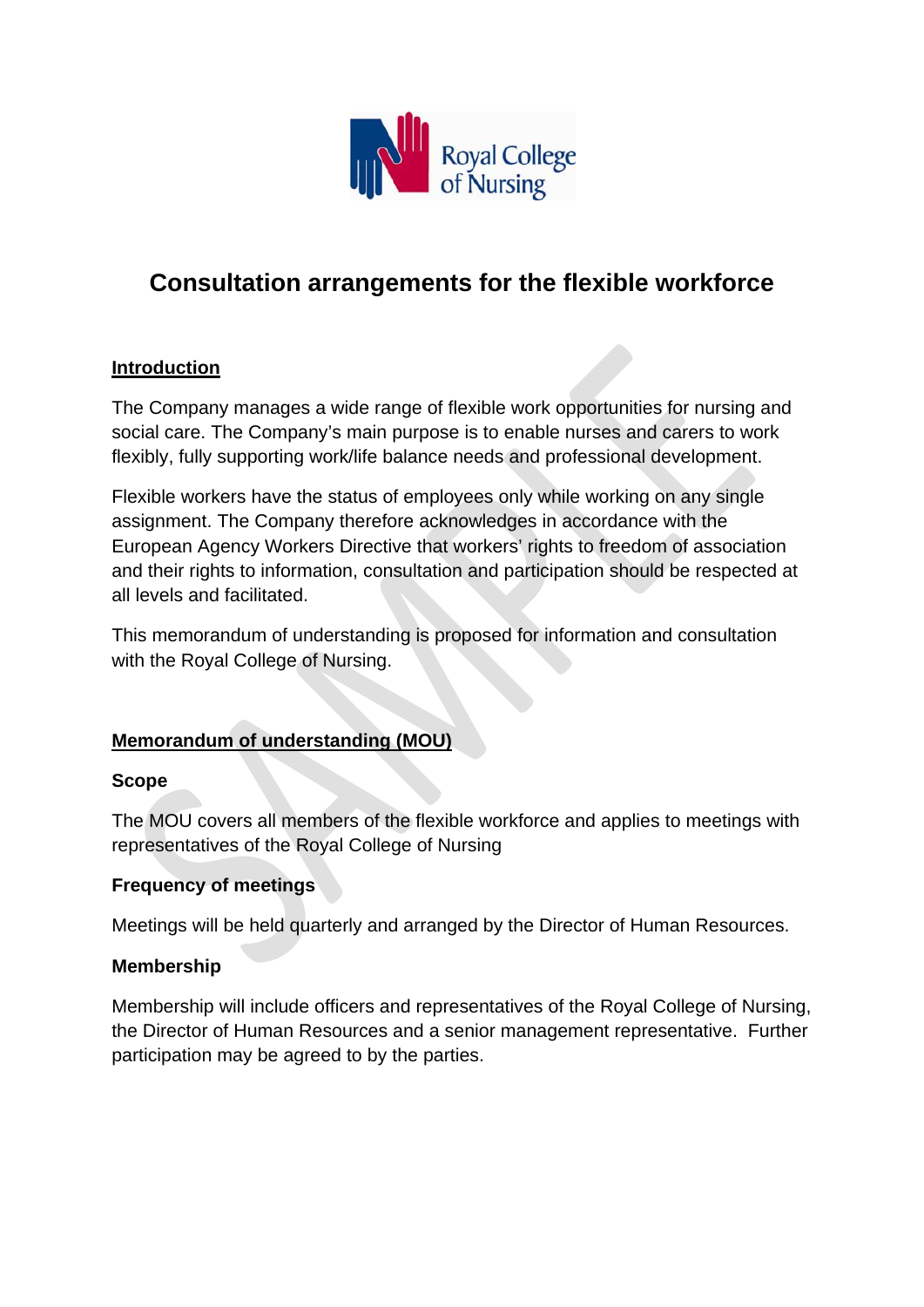# Consultation arrangements for the flexible workforce

## Introduction

The Company manages a wide range of flexible work opportunities for nursing and social care. The Company's main purpose is to enable nurses and carers to work flexibly, fully supporting work/life balance needs and professional development.

Flexible workers have the status of employees only while working on any single assignment. The Company therefore acknowledges in accordance with the European Agency Workers Directive that workers' rights to freedom of association and their rights to information, consultation and participation should be respected at all levels and facilitated.

This memorandum of understanding is proposed for information and consultation with the Royal College of Nursing.

## Memorandum of understanding (MOU)

### Scope

The MOU covers all members of the flexible workforce and applies to meetings with representatives of the Royal College of Nursing

### Frequency of meetings

Meetings will be held quarterly and arranged by the Director of Human Resources.

### Membership

Membership will include officers and representatives of the Royal College of Nursing, the Director of Human Resources and a senior management representative. Further participation may be agreed to by the parties.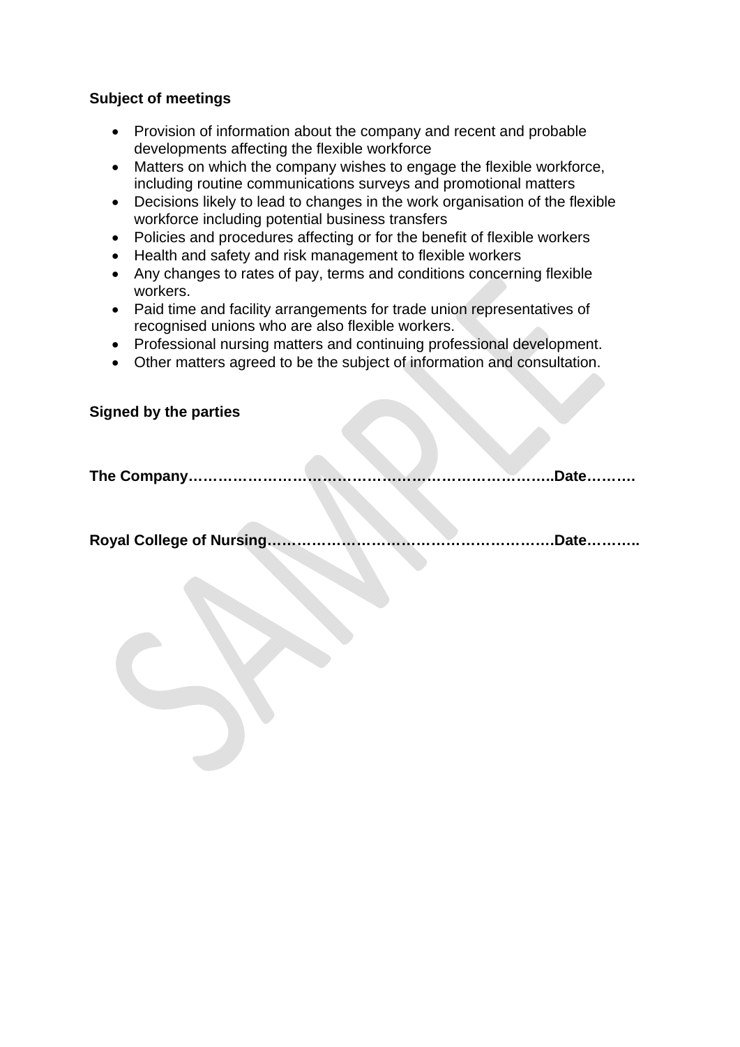**Subject of meetings**

- Provision of information about the company and recent and probable developments affecting the flexible workforce
- Matters on which the company wishes to engage the flexible workforce, including routine communications surveys and promotional matters
- Decisions likely to lead to changes in the work organisation of the flexible workforce including potential business transfers
- Policies and procedures affecting or for the benefit of flexible workers
- Health and safety and risk management to flexible workers
- Any changes to rates of pay, terms and conditions concerning flexible workers.
- Paid time and facility arrangements for trade union representatives of recognised unions who are also flexible workers.
- Professional nursing matters and continuing professional development.
- Other matters agreed to be the subject of information and consultation.

**Signed by the parties**

**The Company………………………………………………………………..Date……….**

**Royal College of Nursing…………………………………………………Date………..**